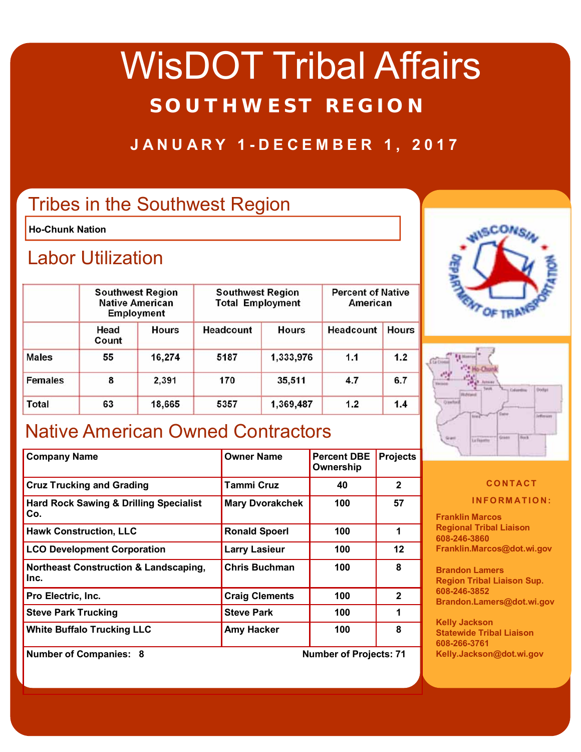# WisDOT Tribal Affairs

## SOUTHWEST REGION

### JANUARY 1-DECEMBER 1, 2017

## Tribes in the Southwest Region

**Ho-Chunk Nation**

## Labor Utilization

| | Southwest Region Native American Employment | | Southwest Region Total Employment | | Percent of Native American | |
|---|---|---|---|---|---|---|
| | Head Count | Hours | Headcount | Hours | Headcount | Hours |
| Males | 55 | 16,274 | 5187 | 1,333,976 | 1.1 | 1.2 |
| Females | 8 | 2,391 | 170 | 35,511 | 4.7 | 6.7 |
| Total | 63 | 18,665 | 5357 | 1,369,487 | 1.2 | 1.4 |

## Native American Owned Contractors

| Company Name | Owner Name | Percent DBE Ownership | Projects |
|---|---|---|---|
| Cruz Trucking and Grading | Tammi Cruz | 40 | 2 |
| Hard Rock Sawing & Drilling Specialist Co. | Mary Dvorakchek | 100 | 57 |
| Hawk Construction, LLC | Ronald Spoerl | 100 | 1 |
| LCO Development Corporation | Larry Lasieur | 100 | 12 |
| Northeast Construction & Landscaping, Inc. | Chris Buchman | 100 | 8 |
| Pro Electric, Inc. | Craig Clements | 100 | 2 |
| Steve Park Trucking | Steve Park | 100 | 1 |
| White Buffalo Trucking LLC | Amy Hacker | 100 | 8 |

**Number of Companies: 8** **Number of Projects: 71**

### CONTACT INFORMATION:

**Franklin Marcos**
**Regional Tribal Liaison**
**608-246-3860**
**Franklin.Marcos@dot.wi.gov**

**Brandon Lamers**
**Region Tribal Liaison Sup.**
**608-246-3852**
**Brandon.Lamers@dot.wi.gov**

**Kelly Jackson**
**Statewide Tribal Liaison**
**608-266-3761**
**Kelly.Jackson@dot.wi.gov**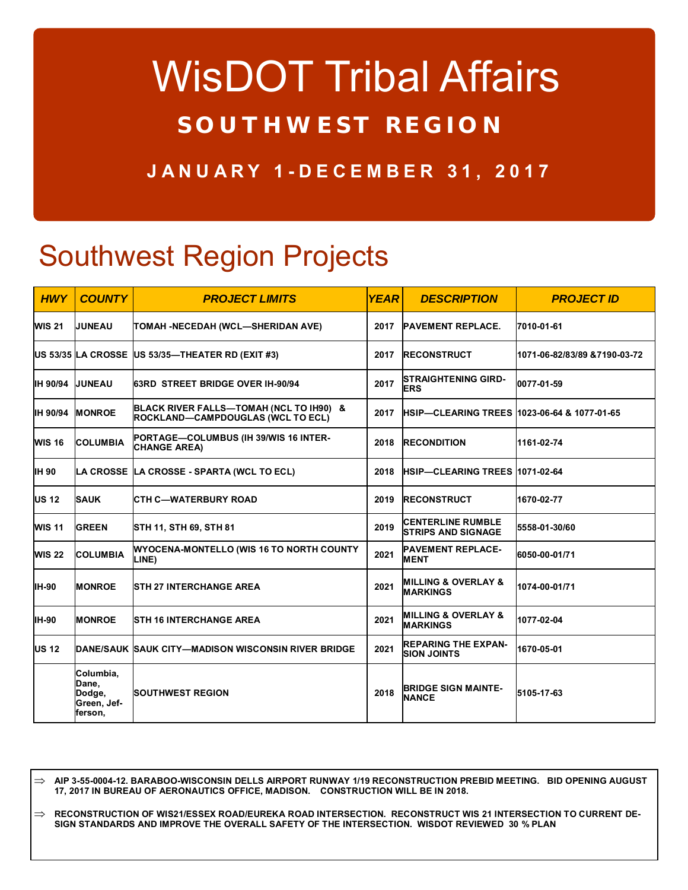# WisDOT Tribal Affairs

## SOUTHWEST REGION

### JANUARY 1-DECEMBER 31, 2017

## Southwest Region Projects

| HWY | COUNTY | PROJECT LIMITS | YEAR | DESCRIPTION | PROJECT ID |
|---|---|---|---|---|---|
| WIS 21 | JUNEAU | TOMAH -NECEDAH (WCL—SHERIDAN AVE) | 2017 | PAVEMENT REPLACE. | 7010-01-61 |
| US 53/35 | LA CROSSE | US 53/35—THEATER RD (EXIT #3) | 2017 | RECONSTRUCT | 1071-06-82/83/89 &7190-03-72 |
| IH 90/94 | JUNEAU | 63RD STREET BRIDGE OVER IH-90/94 | 2017 | STRAIGHTENING GIRDERS | 0077-01-59 |
| IH 90/94 | MONROE | BLACK RIVER FALLS—TOMAH (NCL TO IH90) & ROCKLAND—CAMPDOUGLAS (WCL TO ECL) | 2017 | HSIP—CLEARING TREES | 1023-06-64 & 1077-01-65 |
| WIS 16 | COLUMBIA | PORTAGE—COLUMBUS (IH 39/WIS 16 INTERCHANGE AREA) | 2018 | RECONDITION | 1161-02-74 |
| IH 90 | LA CROSSE | LA CROSSE - SPARTA (WCL TO ECL) | 2018 | HSIP—CLEARING TREES | 1071-02-64 |
| US 12 | SAUK | CTH C—WATERBURY ROAD | 2019 | RECONSTRUCT | 1670-02-77 |
| WIS 11 | GREEN | STH 11, STH 69, STH 81 | 2019 | CENTERLINE RUMBLE STRIPS AND SIGNAGE | 5558-01-30/60 |
| WIS 22 | COLUMBIA | WYOCENA-MONTELLO (WIS 16 TO NORTH COUNTY LINE) | 2021 | PAVEMENT REPLACEMENT | 6050-00-01/71 |
| IH-90 | MONROE | STH 27 INTERCHANGE AREA | 2021 | MILLING & OVERLAY & MARKINGS | 1074-00-01/71 |
| IH-90 | MONROE | STH 16 INTERCHANGE AREA | 2021 | MILLING & OVERLAY & MARKINGS | 1077-02-04 |
| US 12 | DANE/SAUK | SAUK CITY—MADISON WISCONSIN RIVER BRIDGE | 2021 | REPARING THE EXPANSION JOINTS | 1670-05-01 |
| | Columbia, Dane, Dodge, Green, Jefferson, | SOUTHWEST REGION | 2018 | BRIDGE SIGN MAINTENANCE | 5105-17-63 |

- ⇒ **AIP 3-55-0004-12. BARABOO-WISCONSIN DELLS AIRPORT RUNWAY 1/19 RECONSTRUCTION PREBID MEETING. BID OPENING AUGUST 17, 2017 IN BUREAU OF AERONAUTICS OFFICE, MADISON. CONSTRUCTION WILL BE IN 2018.**
- ⇒ **RECONSTRUCTION OF WIS21/ESSEX ROAD/EUREKA ROAD INTERSECTION. RECONSTRUCT WIS 21 INTERSECTION TO CURRENT DESIGN STANDARDS AND IMPROVE THE OVERALL SAFETY OF THE INTERSECTION. WISDOT REVIEWED 30 % PLAN**